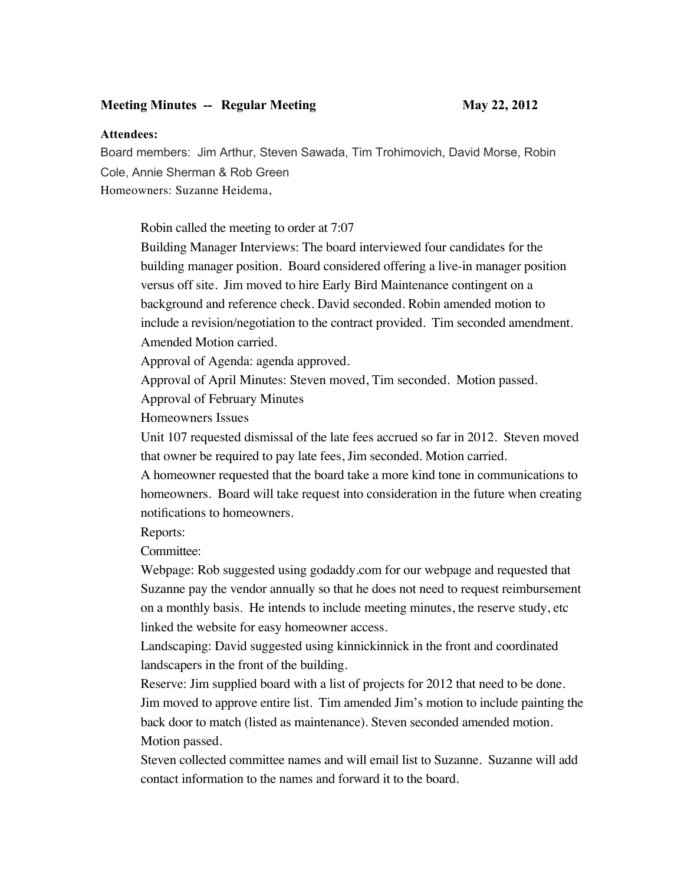**Meeting Minutes -- Regular Meeting May 22, 2012**

**Attendees:**

Board members: Jim Arthur, Steven Sawada, Tim Trohimovich, David Morse, Robin Cole, Annie Sherman & Rob Green

Homeowners: Suzanne Heidema,

Robin called the meeting to order at 7:07

Building Manager Interviews: The board interviewed four candidates for the building manager position. Board considered offering a live-in manager position versus off site. Jim moved to hire Early Bird Maintenance contingent on a background and reference check. David seconded. Robin amended motion to include a revision/negotiation to the contract provided. Tim seconded amendment. Amended Motion carried.

Approval of Agenda: agenda approved.

Approval of April Minutes: Steven moved, Tim seconded. Motion passed.

Approval of February Minutes

Homeowners Issues

Unit 107 requested dismissal of the late fees accrued so far in 2012. Steven moved that owner be required to pay late fees, Jim seconded. Motion carried.

A homeowner requested that the board take a more kind tone in communications to homeowners. Board will take request into consideration in the future when creating notifications to homeowners.

Reports:

Committee:

Webpage: Rob suggested using godaddy.com for our webpage and requested that Suzanne pay the vendor annually so that he does not need to request reimbursement on a monthly basis. He intends to include meeting minutes, the reserve study, etc linked the website for easy homeowner access.

Landscaping: David suggested using kinnickinnick in the front and coordinated landscapers in the front of the building.

Reserve: Jim supplied board with a list of projects for 2012 that need to be done. Jim moved to approve entire list. Tim amended Jim's motion to include painting the back door to match (listed as maintenance). Steven seconded amended motion. Motion passed.

Steven collected committee names and will email list to Suzanne. Suzanne will add contact information to the names and forward it to the board.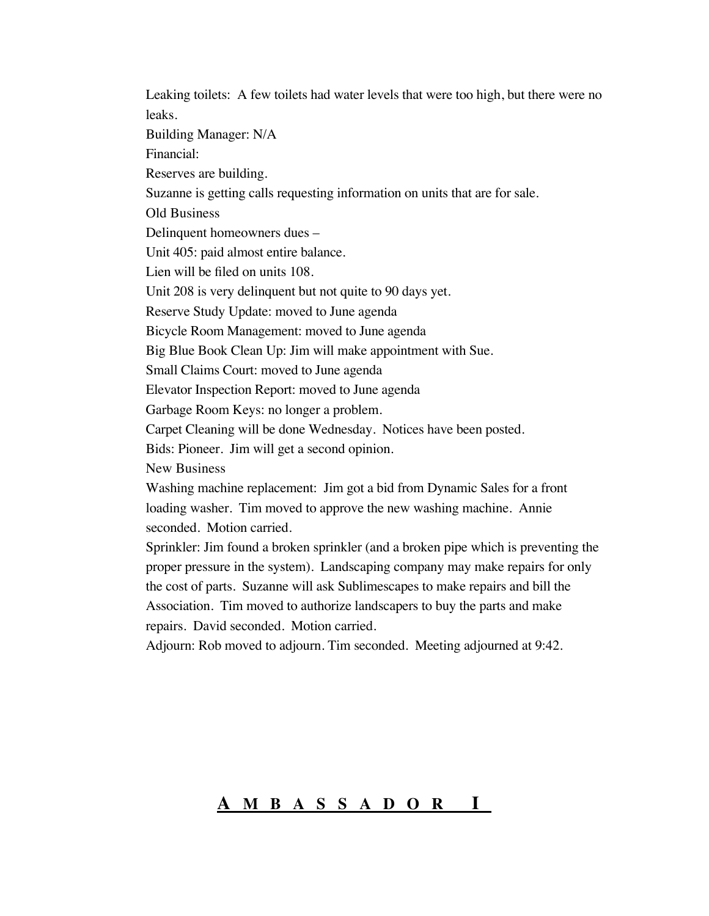Leaking toilets: A few toilets had water levels that were too high, but there were no leaks.

Building Manager: N/A

Financial:

Reserves are building.

Suzanne is getting calls requesting information on units that are for sale.

Old Business

Delinquent homeowners dues –

Unit 405: paid almost entire balance.

Lien will be filed on units 108.

Unit 208 is very delinquent but not quite to 90 days yet.

Reserve Study Update: moved to June agenda

Bicycle Room Management: moved to June agenda

Big Blue Book Clean Up: Jim will make appointment with Sue.

Small Claims Court: moved to June agenda

Elevator Inspection Report: moved to June agenda

Garbage Room Keys: no longer a problem.

Carpet Cleaning will be done Wednesday. Notices have been posted.

Bids: Pioneer. Jim will get a second opinion.

New Business

Washing machine replacement: Jim got a bid from Dynamic Sales for a front loading washer. Tim moved to approve the new washing machine. Annie seconded. Motion carried.

Sprinkler: Jim found a broken sprinkler (and a broken pipe which is preventing the proper pressure in the system). Landscaping company may make repairs for only the cost of parts. Suzanne will ask Sublimescapes to make repairs and bill the Association. Tim moved to authorize landscapers to buy the parts and make repairs. David seconded. Motion carried.

Adjourn: Rob moved to adjourn. Tim seconded. Meeting adjourned at 9:42.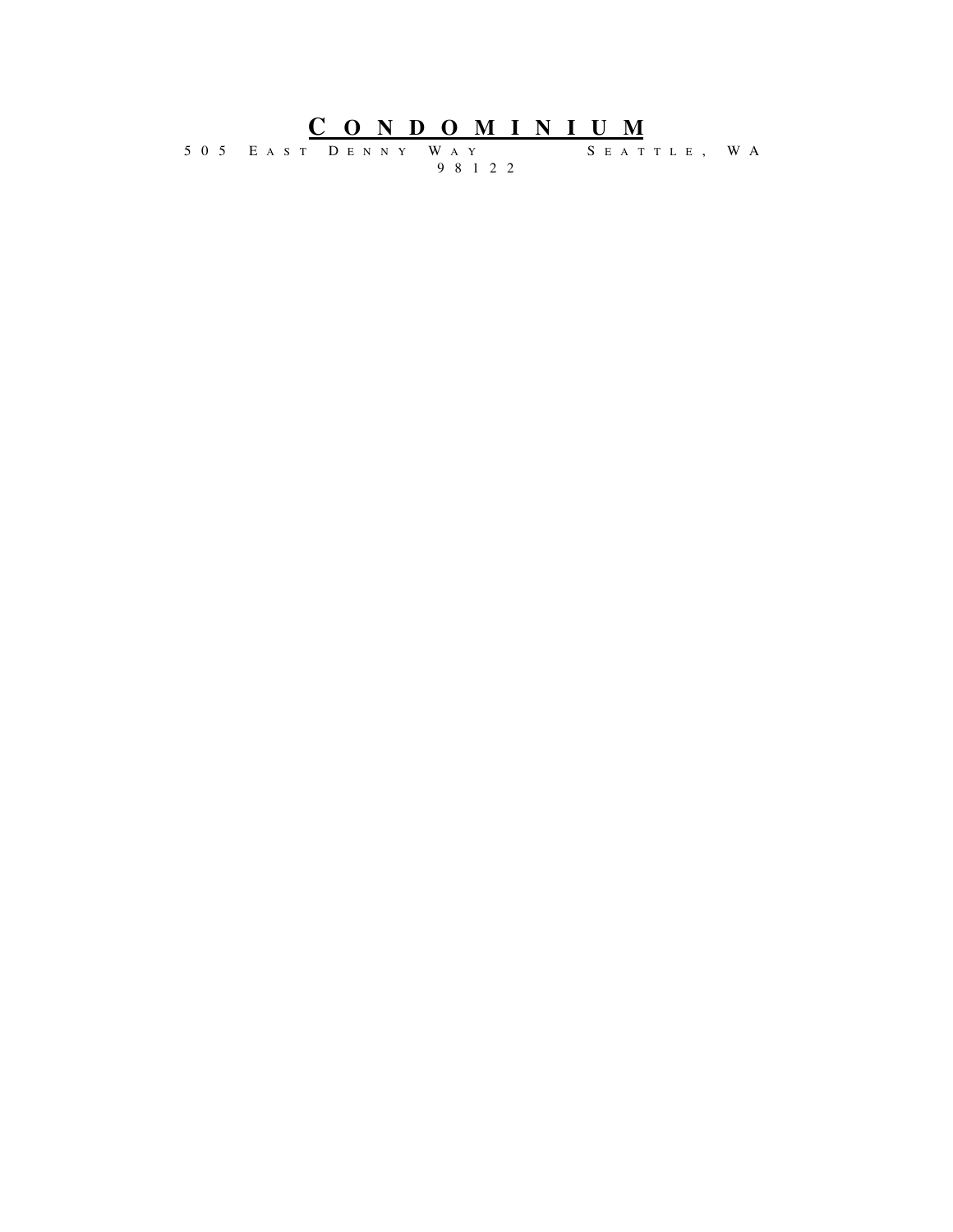# CONDOMINIUM

505 East Denny Way Seattle, WA 98122